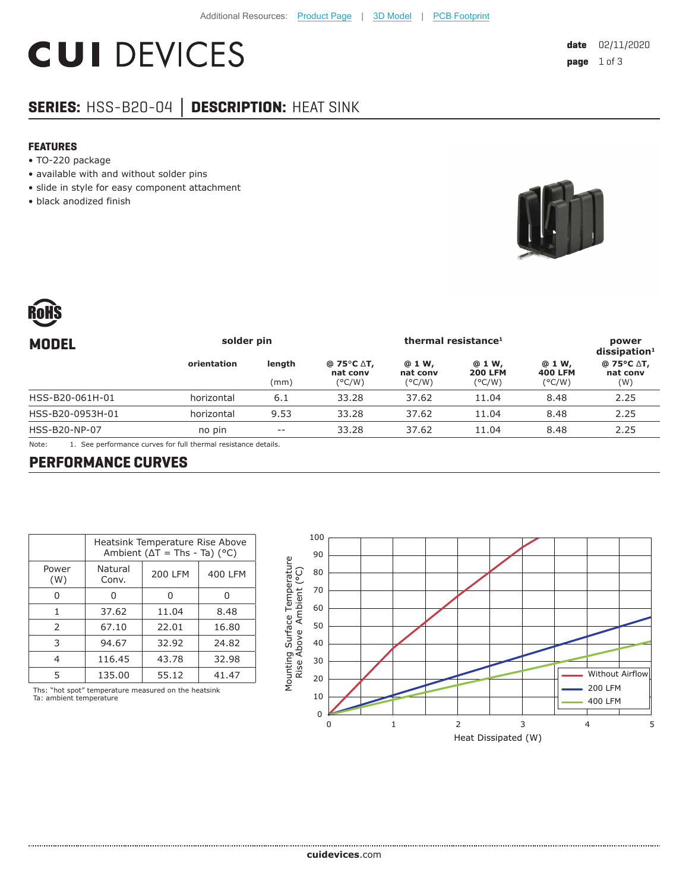Additional Resources: Product Page | 3D Model | PCB Footprint

# CUI DEVICES

**date** 02/11/2020

## SERIES: HSS-B20-04 | DESCRIPTION: HEAT SINK

### FEATURES

- TO-220 package
- available with and without solder pins
- slide in style for easy component attachment
- black anodized finish

RoHS

| MODEL | solder pin | | thermal resistance[1] | | | | power dissipation[1] |
|---|---|---|---|---|---|---|---|
| | orientation | length (mm) | @ 75°C ΔT, nat conv (°C/W) | @ 1 W, nat conv (°C/W) | @ 1 W, 200 LFM (°C/W) | @ 1 W, 400 LFM (°C/W) | @ 75°C ΔT, nat conv (W) |
| HSS-B20-061H-01 | horizontal | 6.1 | 33.28 | 37.62 | 11.04 | 8.48 | 2.25 |
| HSS-B20-0953H-01 | horizontal | 9.53 | 33.28 | 37.62 | 11.04 | 8.48 | 2.25 |
| HSS-B20-NP-07 | no pin | -- | 33.28 | 37.62 | 11.04 | 8.48 | 2.25 |

Note: 1. See performance curves for full thermal resistance details.

## PERFORMANCE CURVES

| Power (W) | Heatsink Temperature Rise Above Ambient (ΔT = Ths - Ta) (°C) Natural Conv. | 200 LFM | 400 LFM |
|---|---|---|---|
| 0 | 0 | 0 | 0 |
| 1 | 37.62 | 11.04 | 8.48 |
| 2 | 67.10 | 22.01 | 16.80 |
| 3 | 94.67 | 32.92 | 24.82 |
| 4 | 116.45 | 43.78 | 32.98 |
| 5 | 135.00 | 55.12 | 41.47 |

Ths: "hot spot" temperature measured on the heatsink
Ta: ambient temperature

cuidevices.com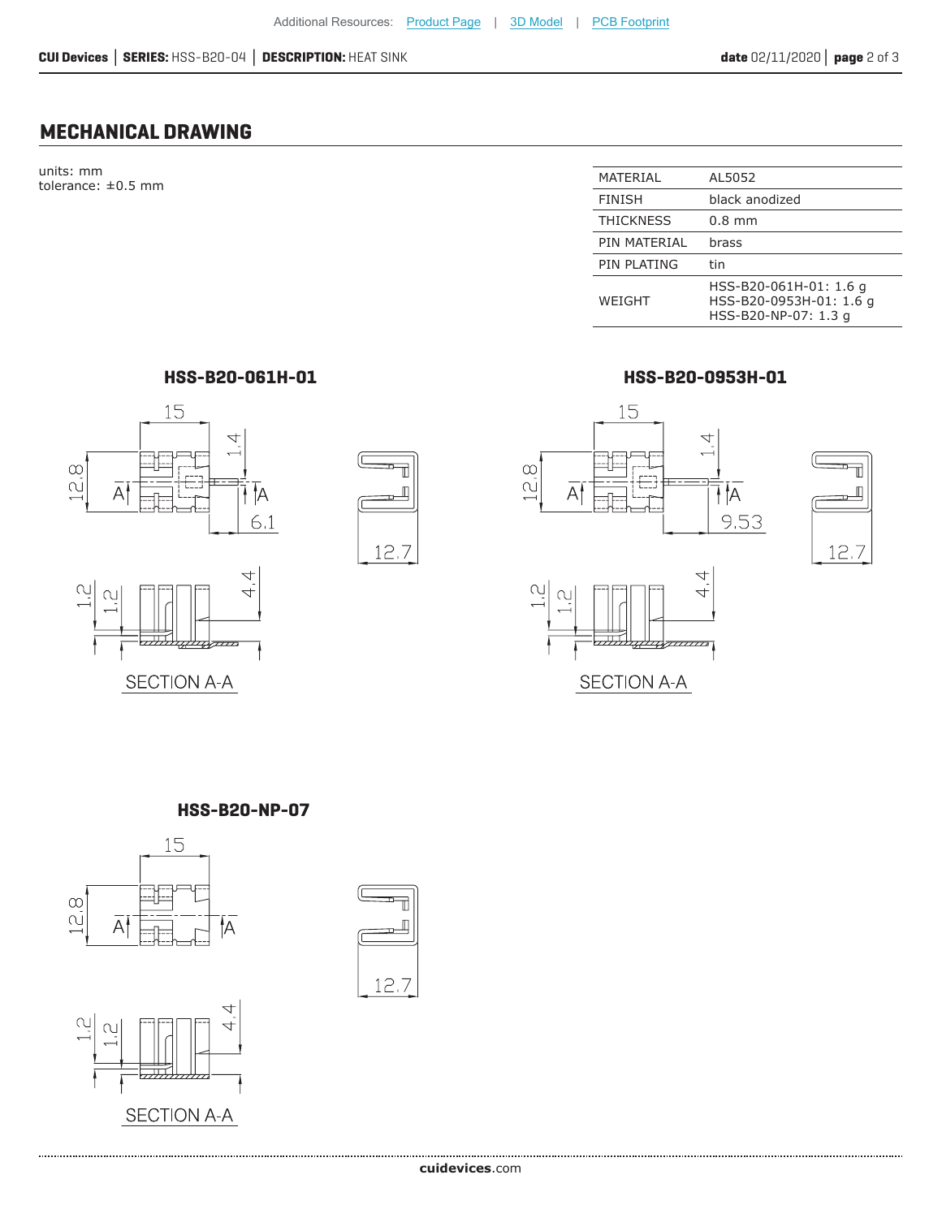## MECHANICAL DRAWING

units: mm
tolerance: ±0.5 mm

| MATERIAL | AL5052 |
|---|---|
| FINISH | black anodized |
| THICKNESS | 0.8 mm |
| PIN MATERIAL | brass |
| PIN PLATING | tin |
| WEIGHT | HSS-B20-061H-01: 1.6 g<br>HSS-B20-0953H-01: 1.6 g<br>HSS-B20-NP-07: 1.3 g |

### HSS-B20-061H-01

15
12.8
1.4
6.1
12.7
1.2
1.2
4.4
A A

SECTION A-A

### HSS-B20-0953H-01

15
12.8
1.4
9.53
12.7
1.2
1.2
4.4
A A

SECTION A-A

### HSS-B20-NP-07

15
12.8
12.7
1.2
1.2
4.4
A A

SECTION A-A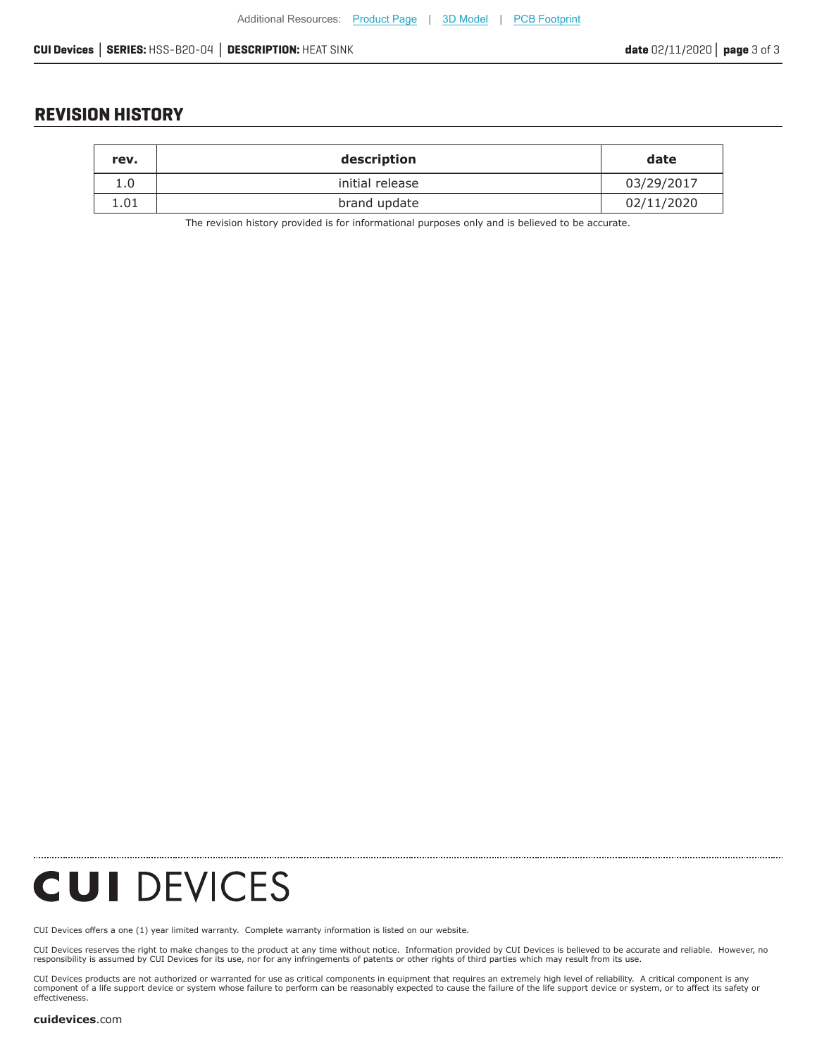## REVISION HISTORY

| rev. | description | date |
|---|---|---|
| 1.0 | initial release | 03/29/2017 |
| 1.01 | brand update | 02/11/2020 |

The revision history provided is for informational purposes only and is believed to be accurate.

CUI DEVICES

CUI Devices offers a one (1) year limited warranty. Complete warranty information is listed on our website.

CUI Devices reserves the right to make changes to the product at any time without notice. Information provided by CUI Devices is believed to be accurate and reliable. However, no responsibility is assumed by CUI Devices for its use, nor for any infringements of patents or other rights of third parties which may result from its use.

CUI Devices products are not authorized or warranted for use as critical components in equipment that requires an extremely high level of reliability. A critical component is any component of a life support device or system whose failure to perform can be reasonably expected to cause the failure of the life support device or system, or to affect its safety or effectiveness.

**cuidevices**.com